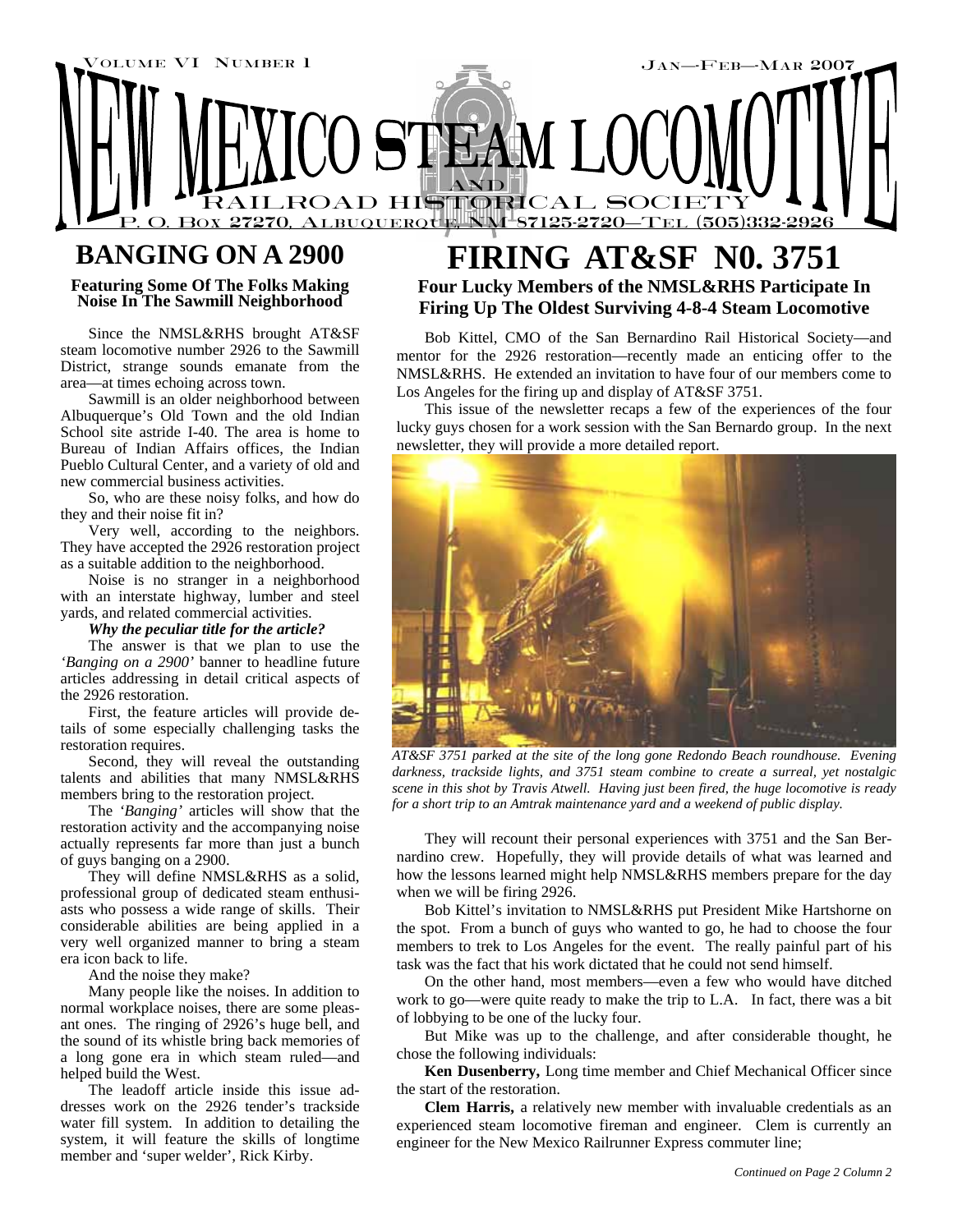# NEW MEXICO STEAM LOCOMOTIVE AND RAILROAD HISTORICAL SOCIETY

Volume VI Number 1 — Jan—Feb—Mar 2007

P. O. Box 27270, Albuquerque, NM 87125-2720—Tel (505)332-2926

## BANGING ON A 2900

### Featuring Some Of The Folks Making Noise In The Sawmill Neighborhood

Since the NMSL&RHS brought AT&SF steam locomotive number 2926 to the Sawmill District, strange sounds emanate from the area—at times echoing across town.

Sawmill is an older neighborhood between Albuquerque's Old Town and the old Indian School site astride I-40. The area is home to Bureau of Indian Affairs offices, the Indian Pueblo Cultural Center, and a variety of old and new commercial business activities.

So, who are these noisy folks, and how do they and their noise fit in?

Very well, according to the neighbors. They have accepted the 2926 restoration project as a suitable addition to the neighborhood.

Noise is no stranger in a neighborhood with an interstate highway, lumber and steel yards, and related commercial activities.

***Why the peculiar title for the article?***

The answer is that we plan to use the *'Banging on a 2900'* banner to headline future articles addressing in detail critical aspects of the 2926 restoration.

First, the feature articles will provide details of some especially challenging tasks the restoration requires.

Second, they will reveal the outstanding talents and abilities that many NMSL&RHS members bring to the restoration project.

The *'Banging'* articles will show that the restoration activity and the accompanying noise actually represents far more than just a bunch of guys banging on a 2900.

They will define NMSL&RHS as a solid, professional group of dedicated steam enthusiasts who possess a wide range of skills. Their considerable abilities are being applied in a very well organized manner to bring a steam era icon back to life.

And the noise they make?

Many people like the noises. In addition to normal workplace noises, there are some pleasant ones. The ringing of 2926's huge bell, and the sound of its whistle bring back memories of a long gone era in which steam ruled—and helped build the West.

The leadoff article inside this issue addresses work on the 2926 tender's trackside water fill system. In addition to detailing the system, it will feature the skills of longtime member and 'super welder', Rick Kirby.

## FIRING AT&SF N0. 3751

### Four Lucky Members of the NMSL&RHS Participate In Firing Up The Oldest Surviving 4-8-4 Steam Locomotive

Bob Kittel, CMO of the San Bernardino Rail Historical Society—and mentor for the 2926 restoration—recently made an enticing offer to the NMSL&RHS. He extended an invitation to have four of our members come to Los Angeles for the firing up and display of AT&SF 3751.

This issue of the newsletter recaps a few of the experiences of the four lucky guys chosen for a work session with the San Bernardo group. In the next newsletter, they will provide a more detailed report.

*AT&SF 3751 parked at the site of the long gone Redondo Beach roundhouse. Evening darkness, trackside lights, and 3751 steam combine to create a surreal, yet nostalgic scene in this shot by Travis Atwell. Having just been fired, the huge locomotive is ready for a short trip to an Amtrak maintenance yard and a weekend of public display.*

They will recount their personal experiences with 3751 and the San Bernardino crew. Hopefully, they will provide details of what was learned and how the lessons learned might help NMSL&RHS members prepare for the day when we will be firing 2926.

Bob Kittel's invitation to NMSL&RHS put President Mike Hartshorne on the spot. From a bunch of guys who wanted to go, he had to choose the four members to trek to Los Angeles for the event. The really painful part of his task was the fact that his work dictated that he could not send himself.

On the other hand, most members—even a few who would have ditched work to go—were quite ready to make the trip to L.A. In fact, there was a bit of lobbying to be one of the lucky four.

But Mike was up to the challenge, and after considerable thought, he chose the following individuals:

**Ken Dusenberry,** Long time member and Chief Mechanical Officer since the start of the restoration.

**Clem Harris,** a relatively new member with invaluable credentials as an experienced steam locomotive fireman and engineer. Clem is currently an engineer for the New Mexico Railrunner Express commuter line;

*Continued on Page 2 Column 2*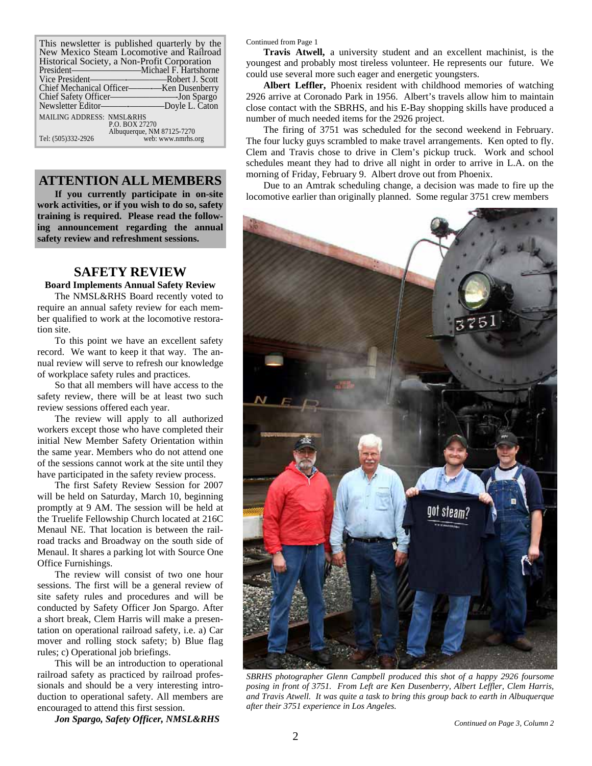This newsletter is published quarterly by the New Mexico Steam Locomotive and Railroad Historical Society, a Non-Profit Corporation

President—Michael F. Hartshorne
Vice President—Robert J. Scott
Chief Mechanical Officer—Ken Dusenberry
Chief Safety Officer—Jon Spargo
Newsletter Editor—Doyle L. Caton

MAILING ADDRESS: NMSL&RHS
P.O. BOX 27270
Albuquerque, NM 87125-7270
Tel: (505)332-2926 web: www.nmrhs.org

## ATTENTION ALL MEMBERS

**If you currently participate in on-site work activities, or if you wish to do so, safety training is required. Please read the following announcement regarding the annual safety review and refreshment sessions.**

## SAFETY REVIEW

### Board Implements Annual Safety Review

The NMSL&RHS Board recently voted to require an annual safety review for each member qualified to work at the locomotive restoration site.

To this point we have an excellent safety record. We want to keep it that way. The annual review will serve to refresh our knowledge of workplace safety rules and practices.

So that all members will have access to the safety review, there will be at least two such review sessions offered each year.

The review will apply to all authorized workers except those who have completed their initial New Member Safety Orientation within the same year. Members who do not attend one of the sessions cannot work at the site until they have participated in the safety review process.

The first Safety Review Session for 2007 will be held on Saturday, March 10, beginning promptly at 9 AM. The session will be held at the Truelife Fellowship Church located at 216C Menaul NE. That location is between the railroad tracks and Broadway on the south side of Menaul. It shares a parking lot with Source One Office Furnishings.

The review will consist of two one hour sessions. The first will be a general review of site safety rules and procedures and will be conducted by Safety Officer Jon Spargo. After a short break, Clem Harris will make a presentation on operational railroad safety, i.e. a) Car mover and rolling stock safety; b) Blue flag rules; c) Operational job briefings.

This will be an introduction to operational railroad safety as practiced by railroad professionals and should be a very interesting introduction to operational safety. All members are encouraged to attend this first session.

***Jon Spargo, Safety Officer, NMSL&RHS***

Continued from Page 1

**Travis Atwell,** a university student and an excellent machinist, is the youngest and probably most tireless volunteer. He represents our future. We could use several more such eager and energetic youngsters.

**Albert Leffler,** Phoenix resident with childhood memories of watching 2926 arrive at Coronado Park in 1956. Albert's travels allow him to maintain close contact with the SBRHS, and his E-Bay shopping skills have produced a number of much needed items for the 2926 project.

The firing of 3751 was scheduled for the second weekend in February. The four lucky guys scrambled to make travel arrangements. Ken opted to fly. Clem and Travis chose to drive in Clem's pickup truck. Work and school schedules meant they had to drive all night in order to arrive in L.A. on the morning of Friday, February 9. Albert drove out from Phoenix.

Due to an Amtrak scheduling change, a decision was made to fire up the locomotive earlier than originally planned. Some regular 3751 crew members

*SBRHS photographer Glenn Campbell produced this shot of a happy 2926 foursome posing in front of 3751. From Left are Ken Dusenberry, Albert Leffler, Clem Harris, and Travis Atwell. It was quite a task to bring this group back to earth in Albuquerque after their 3751 experience in Los Angeles.*

*Continued on Page 3, Column 2*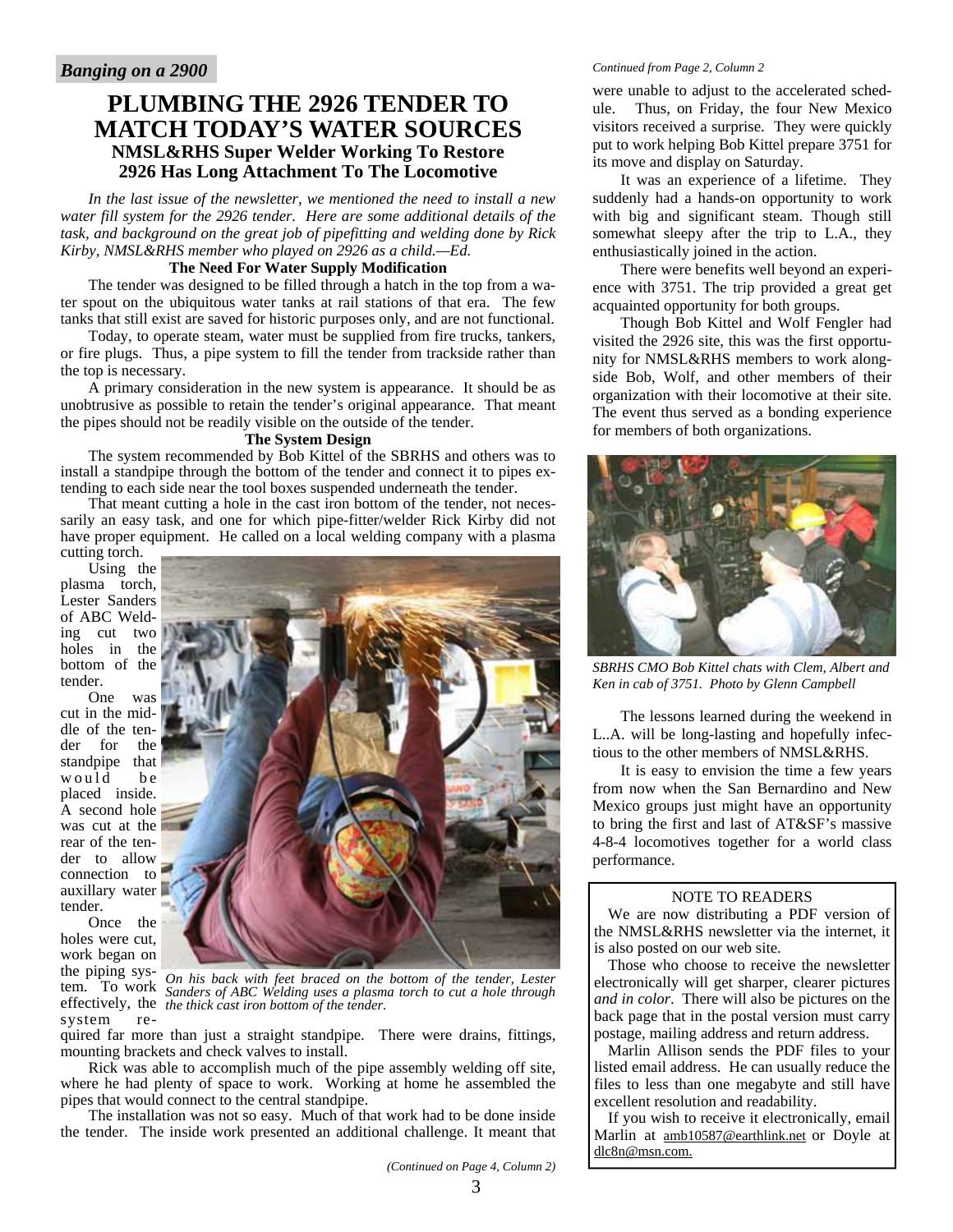*Banging on a 2900*

# PLUMBING THE 2926 TENDER TO MATCH TODAY'S WATER SOURCES

## NMSL&RHS Super Welder Working To Restore 2926 Has Long Attachment To The Locomotive

*In the last issue of the newsletter, we mentioned the need to install a new water fill system for the 2926 tender. Here are some additional details of the task, and background on the great job of pipefitting and welding done by Rick Kirby, NMSL&RHS member who played on 2926 as a child.—Ed.*

### The Need For Water Supply Modification

The tender was designed to be filled through a hatch in the top from a water spout on the ubiquitous water tanks at rail stations of that era. The few tanks that still exist are saved for historic purposes only, and are not functional.

Today, to operate steam, water must be supplied from fire trucks, tankers, or fire plugs. Thus, a pipe system to fill the tender from trackside rather than the top is necessary.

A primary consideration in the new system is appearance. It should be as unobtrusive as possible to retain the tender's original appearance. That meant the pipes should not be readily visible on the outside of the tender.

### The System Design

The system recommended by Bob Kittel of the SBRHS and others was to install a standpipe through the bottom of the tender and connect it to pipes extending to each side near the tool boxes suspended underneath the tender.

That meant cutting a hole in the cast iron bottom of the tender, not necessarily an easy task, and one for which pipe-fitter/welder Rick Kirby did not have proper equipment. He called on a local welding company with a plasma cutting torch.

Using the plasma torch, Lester Sanders of ABC Welding cut two holes in the bottom of the tender.

One was cut in the middle of the tender for the standpipe that would be placed inside. A second hole was cut at the rear of the tender to allow connection to auxillary water tender.

Once the holes were cut, work began on the piping system. To work effectively, the system required far more than just a straight standpipe. There were drains, fittings, mounting brackets and check valves to install.

*On his back with feet braced on the bottom of the tender, Lester Sanders of ABC Welding uses a plasma torch to cut a hole through the thick cast iron bottom of the tender.*

Rick was able to accomplish much of the pipe assembly welding off site, where he had plenty of space to work. Working at home he assembled the pipes that would connect to the central standpipe.

The installation was not so easy. Much of that work had to be done inside the tender. The inside work presented an additional challenge. It meant that

*(Continued on Page 4, Column 2)*

*Continued from Page 2, Column 2*

were unable to adjust to the accelerated schedule. Thus, on Friday, the four New Mexico visitors received a surprise. They were quickly put to work helping Bob Kittel prepare 3751 for its move and display on Saturday.

It was an experience of a lifetime. They suddenly had a hands-on opportunity to work with big and significant steam. Though still somewhat sleepy after the trip to L.A., they enthusiastically joined in the action.

There were benefits well beyond an experience with 3751. The trip provided a great get acquainted opportunity for both groups.

Though Bob Kittel and Wolf Fengler had visited the 2926 site, this was the first opportunity for NMSL&RHS members to work alongside Bob, Wolf, and other members of their organization with their locomotive at their site. The event thus served as a bonding experience for members of both organizations.

*SBRHS CMO Bob Kittel chats with Clem, Albert and Ken in cab of 3751. Photo by Glenn Campbell*

The lessons learned during the weekend in L..A. will be long-lasting and hopefully infectious to the other members of NMSL&RHS.

It is easy to envision the time a few years from now when the San Bernardino and New Mexico groups just might have an opportunity to bring the first and last of AT&SF's massive 4-8-4 locomotives together for a world class performance.

---

NOTE TO READERS

We are now distributing a PDF version of the NMSL&RHS newsletter via the internet, it is also posted on our web site.

Those who choose to receive the newsletter electronically will get sharper, clearer pictures *and in color*. There will also be pictures on the back page that in the postal version must carry postage, mailing address and return address.

Marlin Allison sends the PDF files to your listed email address. He can usually reduce the files to less than one megabyte and still have excellent resolution and readability.

If you wish to receive it electronically, email Marlin at amb10587@earthlink.net or Doyle at dlc8n@msn.com.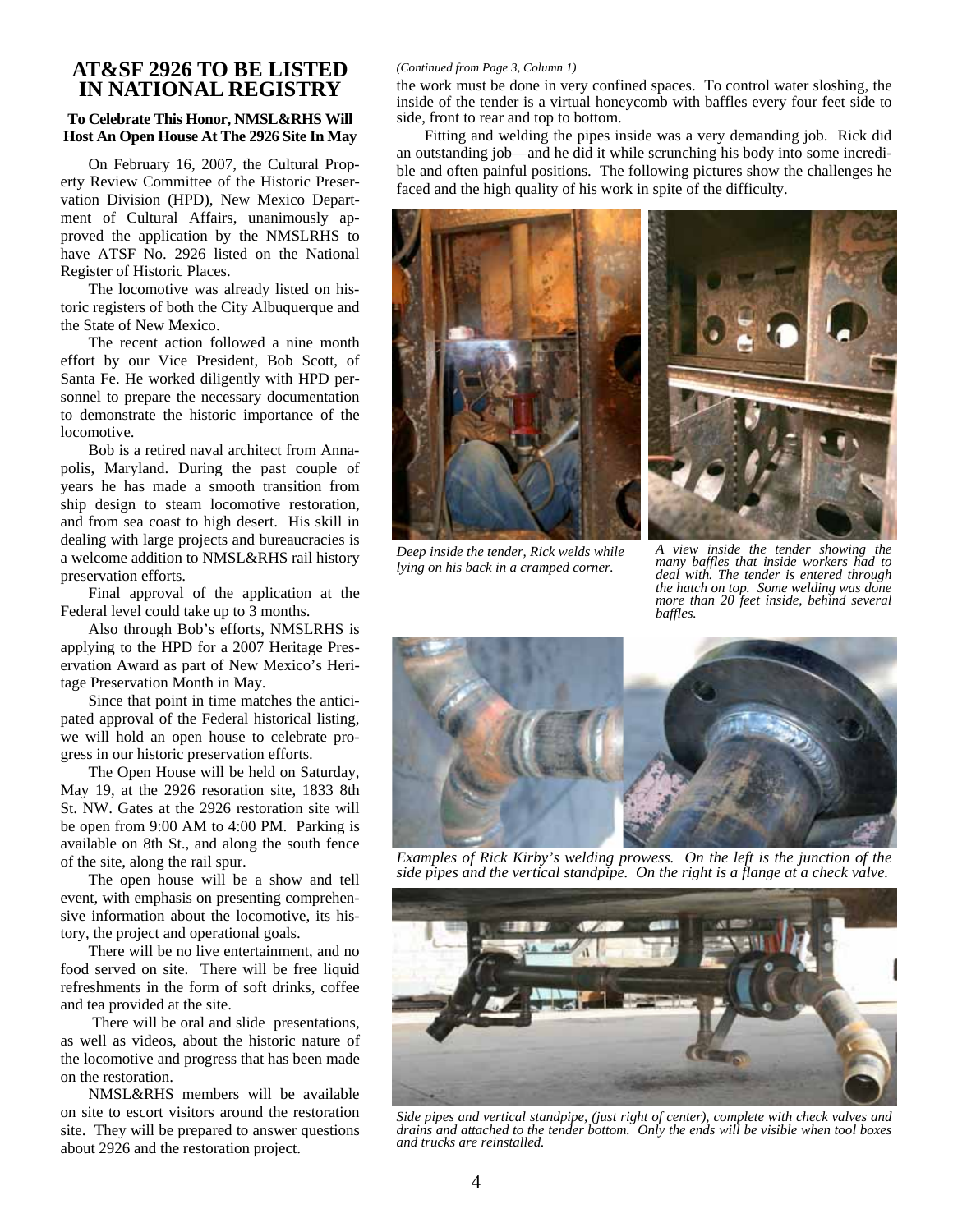## AT&SF 2926 TO BE LISTED IN NATIONAL REGISTRY

### To Celebrate This Honor, NMSL&RHS Will Host An Open House At The 2926 Site In May

On February 16, 2007, the Cultural Property Review Committee of the Historic Preservation Division (HPD), New Mexico Department of Cultural Affairs, unanimously approved the application by the NMSLRHS to have ATSF No. 2926 listed on the National Register of Historic Places.

The locomotive was already listed on historic registers of both the City Albuquerque and the State of New Mexico.

The recent action followed a nine month effort by our Vice President, Bob Scott, of Santa Fe. He worked diligently with HPD personnel to prepare the necessary documentation to demonstrate the historic importance of the locomotive.

Bob is a retired naval architect from Annapolis, Maryland. During the past couple of years he has made a smooth transition from ship design to steam locomotive restoration, and from sea coast to high desert. His skill in dealing with large projects and bureaucracies is a welcome addition to NMSL&RHS rail history preservation efforts.

Final approval of the application at the Federal level could take up to 3 months.

Also through Bob's efforts, NMSLRHS is applying to the HPD for a 2007 Heritage Preservation Award as part of New Mexico's Heritage Preservation Month in May.

Since that point in time matches the anticipated approval of the Federal historical listing, we will hold an open house to celebrate progress in our historic preservation efforts.

The Open House will be held on Saturday, May 19, at the 2926 resoration site, 1833 8th St. NW. Gates at the 2926 restoration site will be open from 9:00 AM to 4:00 PM. Parking is available on 8th St., and along the south fence of the site, along the rail spur.

The open house will be a show and tell event, with emphasis on presenting comprehensive information about the locomotive, its history, the project and operational goals.

There will be no live entertainment, and no food served on site. There will be free liquid refreshments in the form of soft drinks, coffee and tea provided at the site.

There will be oral and slide presentations, as well as videos, about the historic nature of the locomotive and progress that has been made on the restoration.

NMSL&RHS members will be available on site to escort visitors around the restoration site. They will be prepared to answer questions about 2926 and the restoration project.

*(Continued from Page 3, Column 1)*

the work must be done in very confined spaces. To control water sloshing, the inside of the tender is a virtual honeycomb with baffles every four feet side to side, front to rear and top to bottom.

Fitting and welding the pipes inside was a very demanding job. Rick did an outstanding job—and he did it while scrunching his body into some incredible and often painful positions. The following pictures show the challenges he faced and the high quality of his work in spite of the difficulty.

*Deep inside the tender, Rick welds while lying on his back in a cramped corner.*

*A view inside the tender showing the many baffles that inside workers had to deal with. The tender is entered through the hatch on top. Some welding was done more than 20 feet inside, behind several baffles.*

*Examples of Rick Kirby's welding prowess. On the left is the junction of the side pipes and the vertical standpipe. On the right is a flange at a check valve.*

*Side pipes and vertical standpipe, (just right of center), complete with check valves and drains and attached to the tender bottom. Only the ends will be visible when tool boxes and trucks are reinstalled.*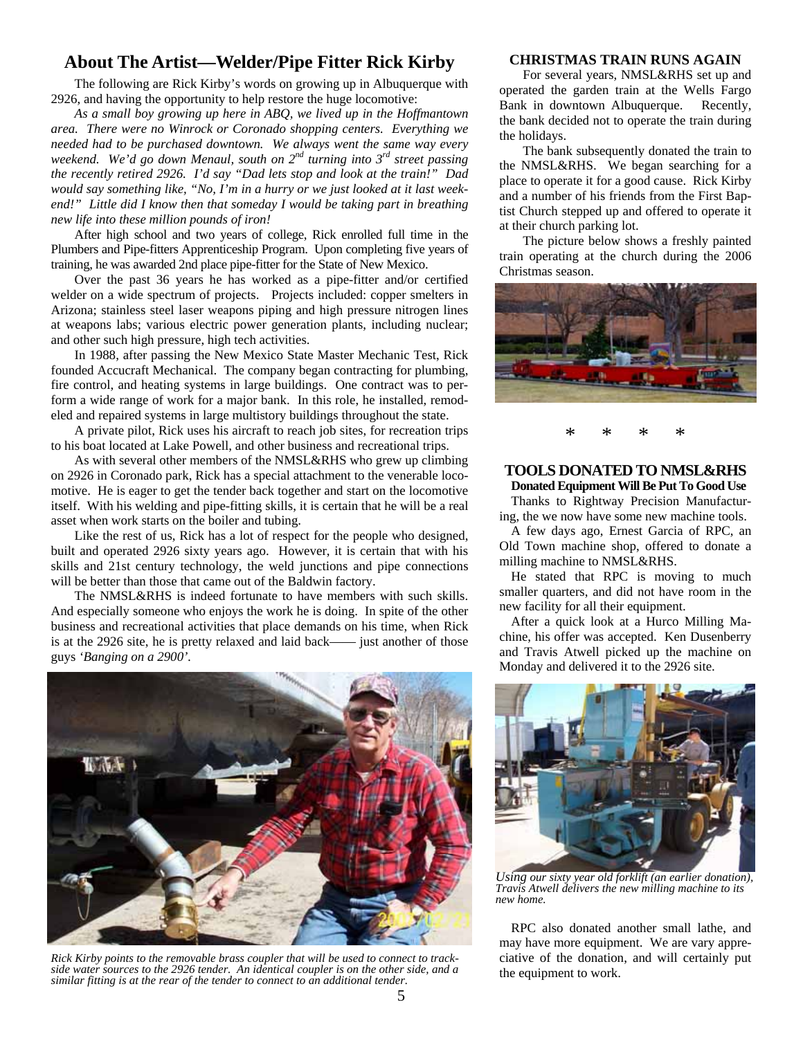## About The Artist—Welder/Pipe Fitter Rick Kirby

The following are Rick Kirby's words on growing up in Albuquerque with 2926, and having the opportunity to help restore the huge locomotive:

*As a small boy growing up here in ABQ, we lived up in the Hoffmantown area. There were no Winrock or Coronado shopping centers. Everything we needed had to be purchased downtown. We always went the same way every weekend. We'd go down Menaul, south on 2nd turning into 3rd street passing the recently retired 2926. I'd say "Dad lets stop and look at the train!" Dad would say something like, "No, I'm in a hurry or we just looked at it last weekend!" Little did I know then that someday I would be taking part in breathing new life into these million pounds of iron!*

After high school and two years of college, Rick enrolled full time in the Plumbers and Pipe-fitters Apprenticeship Program. Upon completing five years of training, he was awarded 2nd place pipe-fitter for the State of New Mexico.

Over the past 36 years he has worked as a pipe-fitter and/or certified welder on a wide spectrum of projects. Projects included: copper smelters in Arizona; stainless steel laser weapons piping and high pressure nitrogen lines at weapons labs; various electric power generation plants, including nuclear; and other such high pressure, high tech activities.

In 1988, after passing the New Mexico State Master Mechanic Test, Rick founded Accucraft Mechanical. The company began contracting for plumbing, fire control, and heating systems in large buildings. One contract was to perform a wide range of work for a major bank. In this role, he installed, remodeled and repaired systems in large multistory buildings throughout the state.

A private pilot, Rick uses his aircraft to reach job sites, for recreation trips to his boat located at Lake Powell, and other business and recreational trips.

As with several other members of the NMSL&RHS who grew up climbing on 2926 in Coronado park, Rick has a special attachment to the venerable locomotive. He is eager to get the tender back together and start on the locomotive itself. With his welding and pipe-fitting skills, it is certain that he will be a real asset when work starts on the boiler and tubing.

Like the rest of us, Rick has a lot of respect for the people who designed, built and operated 2926 sixty years ago. However, it is certain that with his skills and 21st century technology, the weld junctions and pipe connections will be better than those that came out of the Baldwin factory.

The NMSL&RHS is indeed fortunate to have members with such skills. And especially someone who enjoys the work he is doing. In spite of the other business and recreational activities that place demands on his time, when Rick is at the 2926 site, he is pretty relaxed and laid back—— just another of those guys *'Banging on a 2900'*.

*Rick Kirby points to the removable brass coupler that will be used to connect to trackside water sources to the 2926 tender. An identical coupler is on the other side, and a similar fitting is at the rear of the tender to connect to an additional tender.*

### CHRISTMAS TRAIN RUNS AGAIN

For several years, NMSL&RHS set up and operated the garden train at the Wells Fargo Bank in downtown Albuquerque. Recently, the bank decided not to operate the train during the holidays.

The bank subsequently donated the train to the NMSL&RHS. We began searching for a place to operate it for a good cause. Rick Kirby and a number of his friends from the First Baptist Church stepped up and offered to operate it at their church parking lot.

The picture below shows a freshly painted train operating at the church during the 2006 Christmas season.

\* \* \* \*

### TOOLS DONATED TO NMSL&RHS

**Donated Equipment Will Be Put To Good Use**

Thanks to Rightway Precision Manufacturing, the we now have some new machine tools.

A few days ago, Ernest Garcia of RPC, an Old Town machine shop, offered to donate a milling machine to NMSL&RHS.

He stated that RPC is moving to much smaller quarters, and did not have room in the new facility for all their equipment.

After a quick look at a Hurco Milling Machine, his offer was accepted. Ken Dusenberry and Travis Atwell picked up the machine on Monday and delivered it to the 2926 site.

*Using our sixty year old forklift (an earlier donation), Travis Atwell delivers the new milling machine to its new home.*

RPC also donated another small lathe, and may have more equipment. We are vary appreciative of the donation, and will certainly put the equipment to work.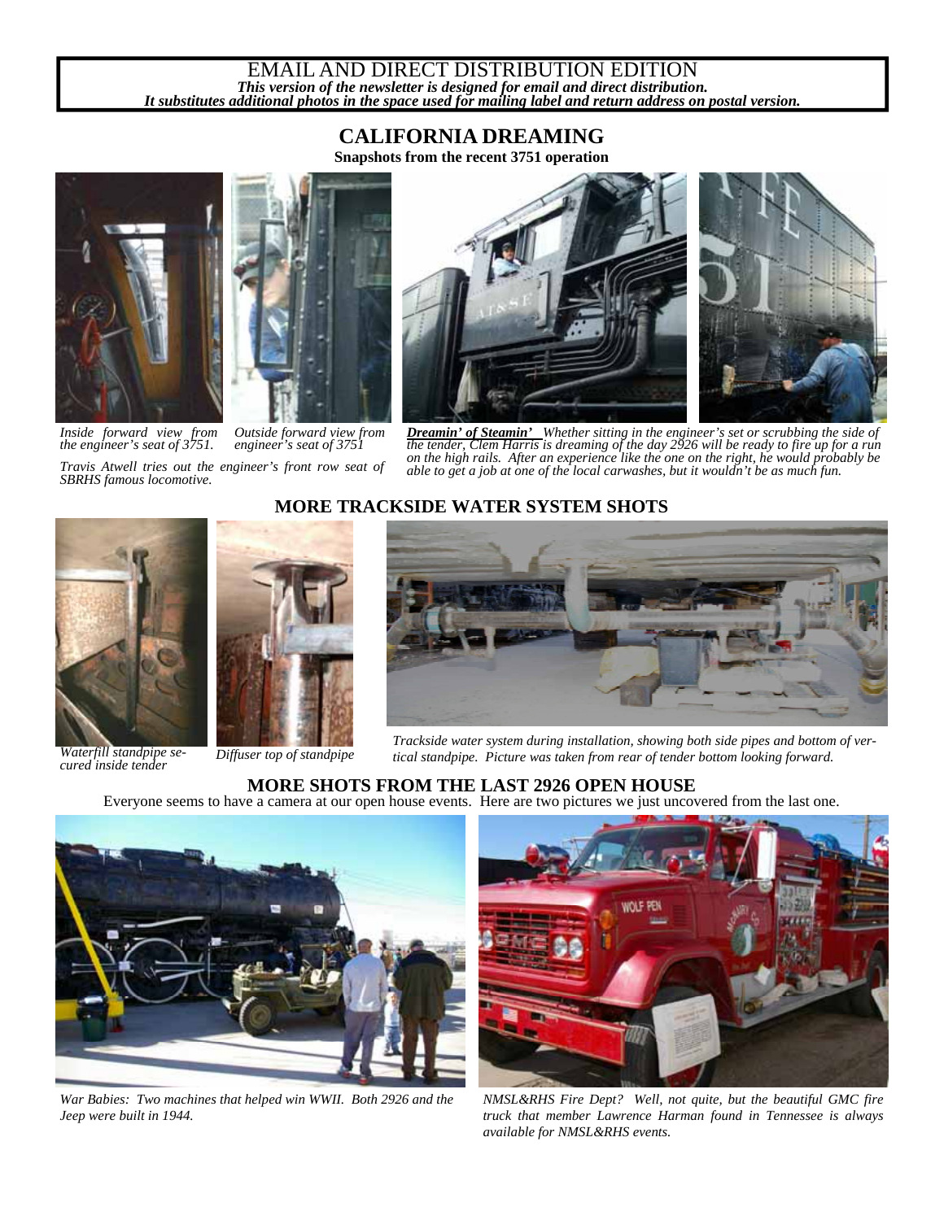EMAIL AND DIRECT DISTRIBUTION EDITION

***This version of the newsletter is designed for email and direct distribution.***
***It substitutes additional photos in the space used for mailing label and return address on postal version.***

# CALIFORNIA DREAMING

**Snapshots from the recent 3751 operation**

*Inside forward view from the engineer's seat of 3751.*

*Outside forward view from engineer's seat of 3751*

*Travis Atwell tries out the engineer's front row seat of SBRHS famous locomotive.*

***Dreamin' of Steamin'*** *Whether sitting in the engineer's set or scrubbing the side of the tender, Clem Harris is dreaming of the day 2926 will be ready to fire up for a run on the high rails. After an experience like the one on the right, he would probably be able to get a job at one of the local carwashes, but it wouldn't be as much fun.*

## MORE TRACKSIDE WATER SYSTEM SHOTS

*Waterfill standpipe secured inside tender*

*Diffuser top of standpipe*

*Trackside water system during installation, showing both side pipes and bottom of vertical standpipe. Picture was taken from rear of tender bottom looking forward.*

## MORE SHOTS FROM THE LAST 2926 OPEN HOUSE

Everyone seems to have a camera at our open house events. Here are two pictures we just uncovered from the last one.

*War Babies: Two machines that helped win WWII. Both 2926 and the Jeep were built in 1944.*

*NMSL&RHS Fire Dept? Well, not quite, but the beautiful GMC fire truck that member Lawrence Harman found in Tennessee is always available for NMSL&RHS events.*